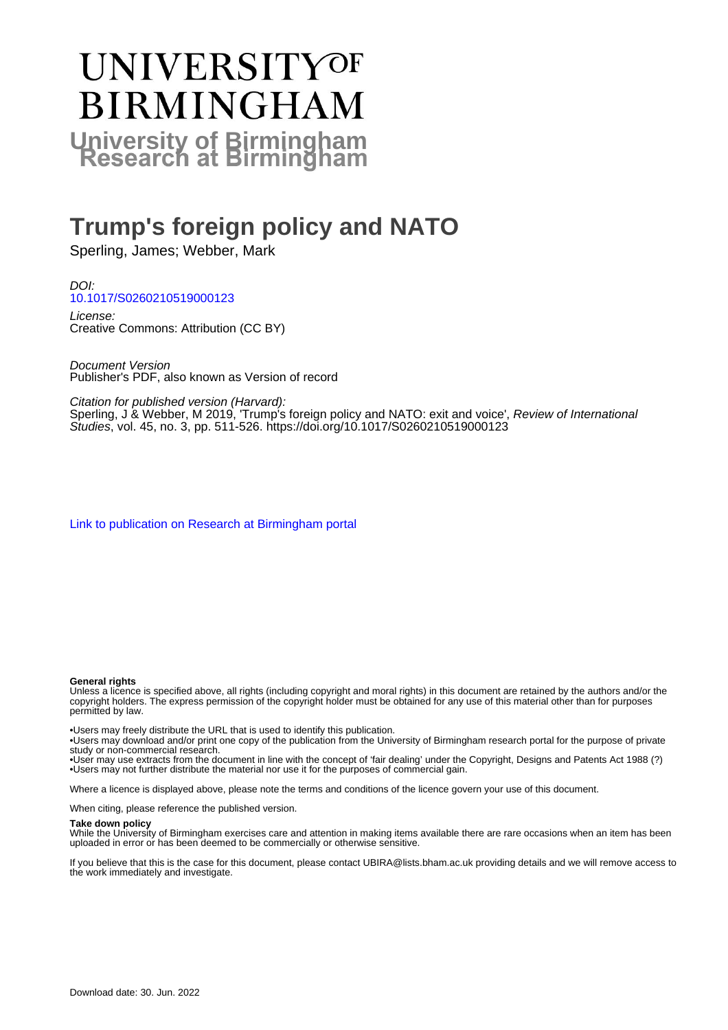# UNIVERSITY OF BIRMINGHAM

## University of Birmingham Research at Birmingham

# Trump's foreign policy and NATO

Sperling, James; Webber, Mark

*DOI:*
10.1017/S0260210519000123

*License:*
Creative Commons: Attribution (CC BY)

*Document Version*
Publisher's PDF, also known as Version of record

*Citation for published version (Harvard):*
Sperling, J & Webber, M 2019, 'Trump's foreign policy and NATO: exit and voice', *Review of International Studies*, vol. 45, no. 3, pp. 511-526. https://doi.org/10.1017/S0260210519000123

Link to publication on Research at Birmingham portal

**General rights**
Unless a licence is specified above, all rights (including copyright and moral rights) in this document are retained by the authors and/or the copyright holders. The express permission of the copyright holder must be obtained for any use of this material other than for purposes permitted by law.

•Users may freely distribute the URL that is used to identify this publication.
•Users may download and/or print one copy of the publication from the University of Birmingham research portal for the purpose of private study or non-commercial research.
•User may use extracts from the document in line with the concept of 'fair dealing' under the Copyright, Designs and Patents Act 1988 (?)
•Users may not further distribute the material nor use it for the purposes of commercial gain.

Where a licence is displayed above, please note the terms and conditions of the licence govern your use of this document.

When citing, please reference the published version.

**Take down policy**
While the University of Birmingham exercises care and attention in making items available there are rare occasions when an item has been uploaded in error or has been deemed to be commercially or otherwise sensitive.

If you believe that this is the case for this document, please contact UBIRA@lists.bham.ac.uk providing details and we will remove access to the work immediately and investigate.

Download date: 30. Jun. 2022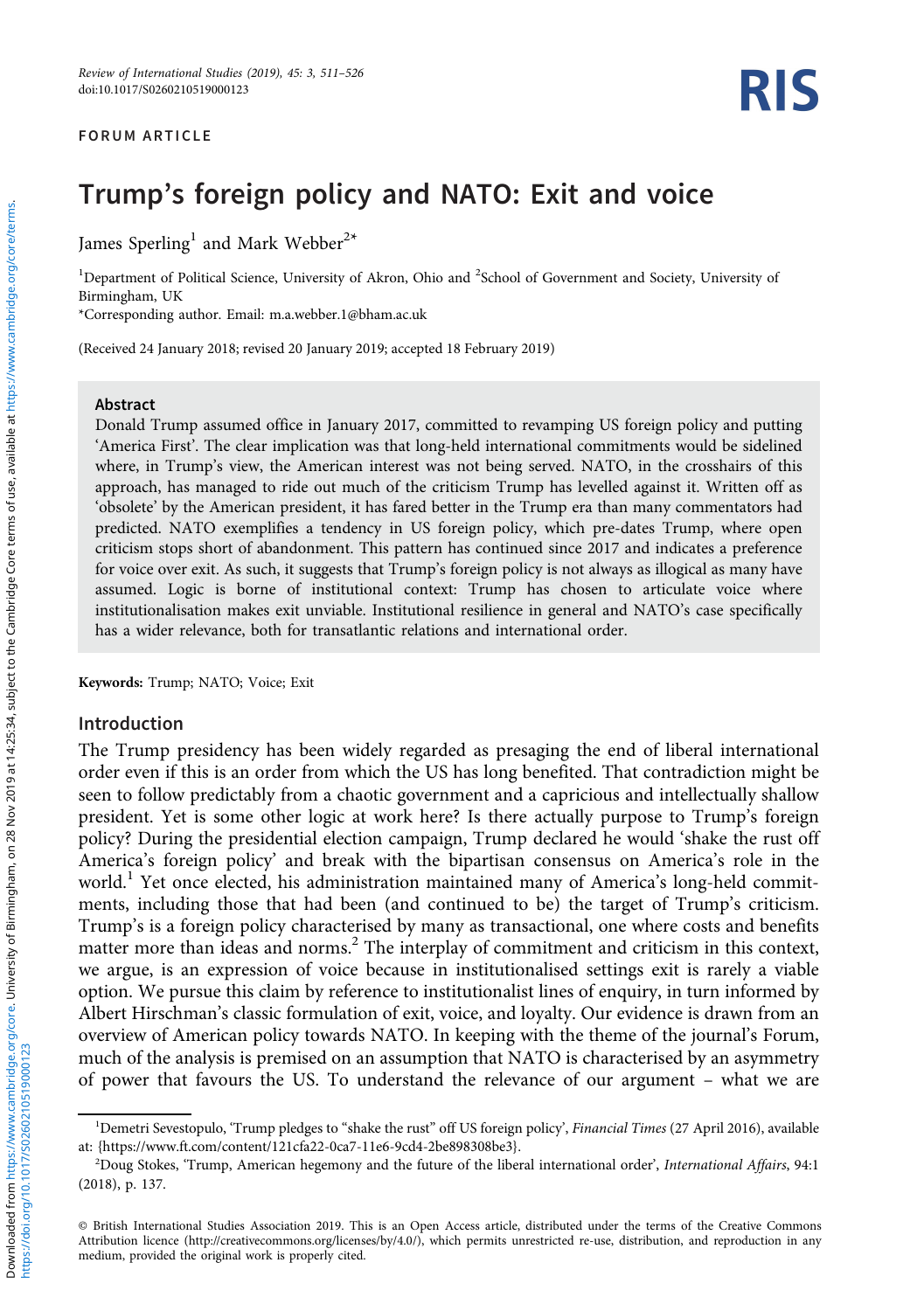FORUM ARTICLE

# Trump's foreign policy and NATO: Exit and voice

James Sperling[1] and Mark Webber[2]*

[1]Department of Political Science, University of Akron, Ohio and [2]School of Government and Society, University of Birmingham, UK
*Corresponding author. Email: m.a.webber.1@bham.ac.uk

(Received 24 January 2018; revised 20 January 2019; accepted 18 February 2019)

## Abstract

Donald Trump assumed office in January 2017, committed to revamping US foreign policy and putting 'America First'. The clear implication was that long-held international commitments would be sidelined where, in Trump's view, the American interest was not being served. NATO, in the crosshairs of this approach, has managed to ride out much of the criticism Trump has levelled against it. Written off as 'obsolete' by the American president, it has fared better in the Trump era than many commentators had predicted. NATO exemplifies a tendency in US foreign policy, which pre-dates Trump, where open criticism stops short of abandonment. This pattern has continued since 2017 and indicates a preference for voice over exit. As such, it suggests that Trump's foreign policy is not always as illogical as many have assumed. Logic is borne of institutional context: Trump has chosen to articulate voice where institutionalisation makes exit unviable. Institutional resilience in general and NATO's case specifically has a wider relevance, both for transatlantic relations and international order.

**Keywords:** Trump; NATO; Voice; Exit

## Introduction

The Trump presidency has been widely regarded as presaging the end of liberal international order even if this is an order from which the US has long benefited. That contradiction might be seen to follow predictably from a chaotic government and a capricious and intellectually shallow president. Yet is some other logic at work here? Is there actually purpose to Trump's foreign policy? During the presidential election campaign, Trump declared he would 'shake the rust off America's foreign policy' and break with the bipartisan consensus on America's role in the world.[1] Yet once elected, his administration maintained many of America's long-held commitments, including those that had been (and continued to be) the target of Trump's criticism. Trump's is a foreign policy characterised by many as transactional, one where costs and benefits matter more than ideas and norms.[2] The interplay of commitment and criticism in this context, we argue, is an expression of voice because in institutionalised settings exit is rarely a viable option. We pursue this claim by reference to institutionalist lines of enquiry, in turn informed by Albert Hirschman's classic formulation of exit, voice, and loyalty. Our evidence is drawn from an overview of American policy towards NATO. In keeping with the theme of the journal's Forum, much of the analysis is premised on an assumption that NATO is characterised by an asymmetry of power that favours the US. To understand the relevance of our argument – what we are

[1]Demetri Sevestopulo, 'Trump pledges to "shake the rust" off US foreign policy', *Financial Times* (27 April 2016), available at: {https://www.ft.com/content/121cfa22-0ca7-11e6-9cd4-2be898308be3}.

[2]Doug Stokes, 'Trump, American hegemony and the future of the liberal international order', *International Affairs*, 94:1 (2018), p. 137.

© British International Studies Association 2019. This is an Open Access article, distributed under the terms of the Creative Commons Attribution licence (http://creativecommons.org/licenses/by/4.0/), which permits unrestricted re-use, distribution, and reproduction in any medium, provided the original work is properly cited.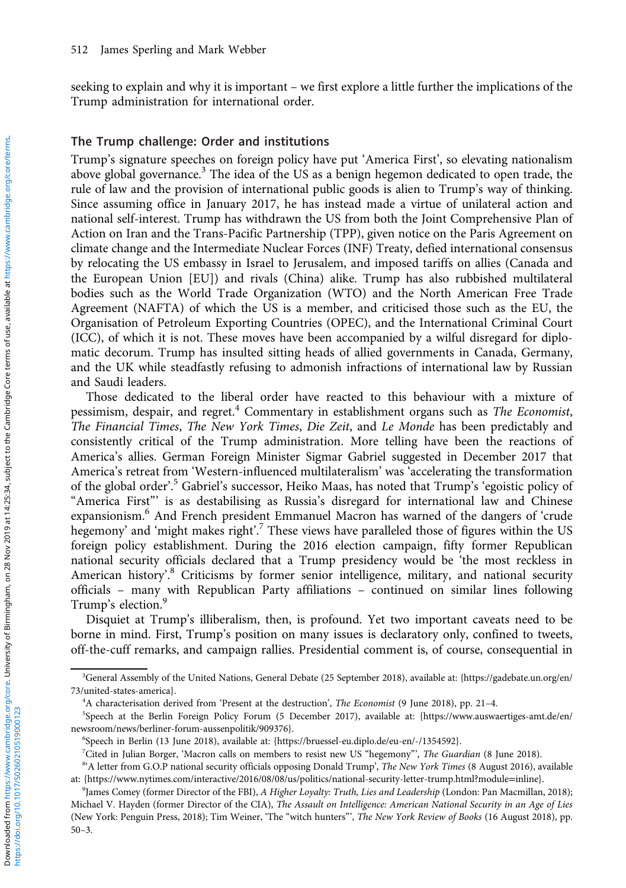seeking to explain and why it is important – we first explore a little further the implications of the Trump administration for international order.

## The Trump challenge: Order and institutions

Trump's signature speeches on foreign policy have put 'America First', so elevating nationalism above global governance.[3] The idea of the US as a benign hegemon dedicated to open trade, the rule of law and the provision of international public goods is alien to Trump's way of thinking. Since assuming office in January 2017, he has instead made a virtue of unilateral action and national self-interest. Trump has withdrawn the US from both the Joint Comprehensive Plan of Action on Iran and the Trans-Pacific Partnership (TPP), given notice on the Paris Agreement on climate change and the Intermediate Nuclear Forces (INF) Treaty, defied international consensus by relocating the US embassy in Israel to Jerusalem, and imposed tariffs on allies (Canada and the European Union [EU]) and rivals (China) alike. Trump has also rubbished multilateral bodies such as the World Trade Organization (WTO) and the North American Free Trade Agreement (NAFTA) of which the US is a member, and criticised those such as the EU, the Organisation of Petroleum Exporting Countries (OPEC), and the International Criminal Court (ICC), of which it is not. These moves have been accompanied by a wilful disregard for diplomatic decorum. Trump has insulted sitting heads of allied governments in Canada, Germany, and the UK while steadfastly refusing to admonish infractions of international law by Russian and Saudi leaders.

Those dedicated to the liberal order have reacted to this behaviour with a mixture of pessimism, despair, and regret.[4] Commentary in establishment organs such as *The Economist*, *The Financial Times*, *The New York Times*, *Die Zeit*, and *Le Monde* has been predictably and consistently critical of the Trump administration. More telling have been the reactions of America's allies. German Foreign Minister Sigmar Gabriel suggested in December 2017 that America's retreat from 'Western-influenced multilateralism' was 'accelerating the transformation of the global order'.[5] Gabriel's successor, Heiko Maas, has noted that Trump's 'egoistic policy of "America First"' is as destabilising as Russia's disregard for international law and Chinese expansionism.[6] And French president Emmanuel Macron has warned of the dangers of 'crude hegemony' and 'might makes right'.[7] These views have paralleled those of figures within the US foreign policy establishment. During the 2016 election campaign, fifty former Republican national security officials declared that a Trump presidency would be 'the most reckless in American history'.[8] Criticisms by former senior intelligence, military, and national security officials – many with Republican Party affiliations – continued on similar lines following Trump's election.[9]

Disquiet at Trump's illiberalism, then, is profound. Yet two important caveats need to be borne in mind. First, Trump's position on many issues is declaratory only, confined to tweets, off-the-cuff remarks, and campaign rallies. Presidential comment is, of course, consequential in

---

[3] General Assembly of the United Nations, General Debate (25 September 2018), available at: {https://gadebate.un.org/en/73/united-states-america}.

[4] A characterisation derived from 'Present at the destruction', *The Economist* (9 June 2018), pp. 21–4.

[5] Speech at the Berlin Foreign Policy Forum (5 December 2017), available at: {https://www.auswaertiges-amt.de/en/newsroom/news/berliner-forum-aussenpolitik/909376}.

[6] Speech in Berlin (13 June 2018), available at: {https://bruessel-eu.diplo.de/eu-en/-/1354592}.

[7] Cited in Julian Borger, 'Macron calls on members to resist new US "hegemony"', *The Guardian* (8 June 2018).

[8] 'A letter from G.O.P national security officials opposing Donald Trump', *The New York Times* (8 August 2016), available at: {https://www.nytimes.com/interactive/2016/08/08/us/politics/national-security-letter-trump.html?module=inline}.

[9] James Comey (former Director of the FBI), *A Higher Loyalty: Truth, Lies and Leadership* (London: Pan Macmillan, 2018); Michael V. Hayden (former Director of the CIA), *The Assault on Intelligence: American National Security in an Age of Lies* (New York: Penguin Press, 2018); Tim Weiner, 'The "witch hunters"', *The New York Review of Books* (16 August 2018), pp. 50–3.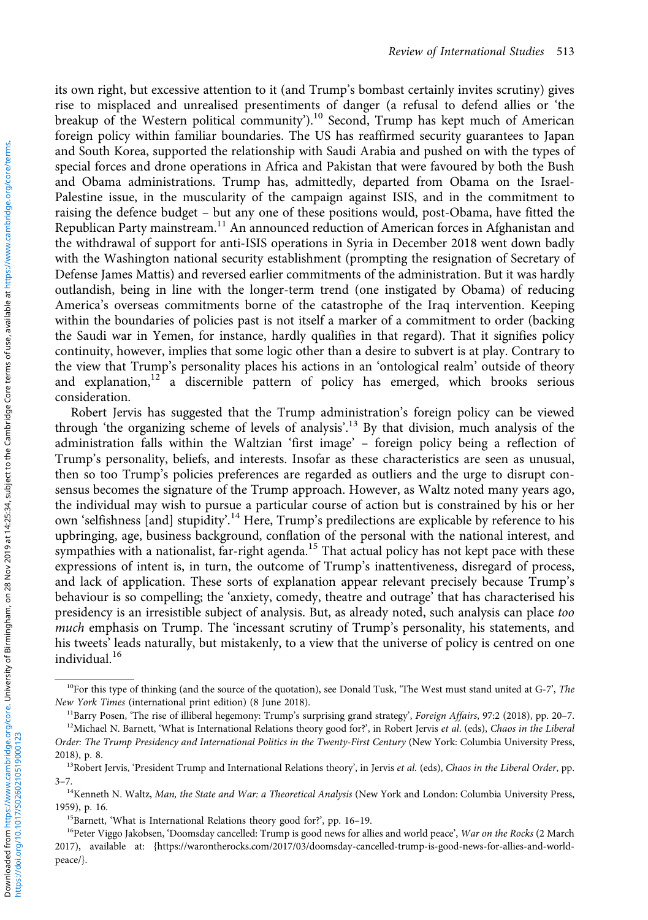its own right, but excessive attention to it (and Trump's bombast certainly invites scrutiny) gives rise to misplaced and unrealised presentiments of danger (a refusal to defend allies or 'the breakup of the Western political community').[10] Second, Trump has kept much of American foreign policy within familiar boundaries. The US has reaffirmed security guarantees to Japan and South Korea, supported the relationship with Saudi Arabia and pushed on with the types of special forces and drone operations in Africa and Pakistan that were favoured by both the Bush and Obama administrations. Trump has, admittedly, departed from Obama on the Israel-Palestine issue, in the muscularity of the campaign against ISIS, and in the commitment to raising the defence budget – but any one of these positions would, post-Obama, have fitted the Republican Party mainstream.[11] An announced reduction of American forces in Afghanistan and the withdrawal of support for anti-ISIS operations in Syria in December 2018 went down badly with the Washington national security establishment (prompting the resignation of Secretary of Defense James Mattis) and reversed earlier commitments of the administration. But it was hardly outlandish, being in line with the longer-term trend (one instigated by Obama) of reducing America's overseas commitments borne of the catastrophe of the Iraq intervention. Keeping within the boundaries of policies past is not itself a marker of a commitment to order (backing the Saudi war in Yemen, for instance, hardly qualifies in that regard). That it signifies policy continuity, however, implies that some logic other than a desire to subvert is at play. Contrary to the view that Trump's personality places his actions in an 'ontological realm' outside of theory and explanation,[12] a discernible pattern of policy has emerged, which brooks serious consideration.

Robert Jervis has suggested that the Trump administration's foreign policy can be viewed through 'the organizing scheme of levels of analysis'.[13] By that division, much analysis of the administration falls within the Waltzian 'first image' – foreign policy being a reflection of Trump's personality, beliefs, and interests. Insofar as these characteristics are seen as unusual, then so too Trump's policies preferences are regarded as outliers and the urge to disrupt consensus becomes the signature of the Trump approach. However, as Waltz noted many years ago, the individual may wish to pursue a particular course of action but is constrained by his or her own 'selfishness [and] stupidity'.[14] Here, Trump's predilections are explicable by reference to his upbringing, age, business background, conflation of the personal with the national interest, and sympathies with a nationalist, far-right agenda.[15] That actual policy has not kept pace with these expressions of intent is, in turn, the outcome of Trump's inattentiveness, disregard of process, and lack of application. These sorts of explanation appear relevant precisely because Trump's behaviour is so compelling; the 'anxiety, comedy, theatre and outrage' that has characterised his presidency is an irresistible subject of analysis. But, as already noted, such analysis can place *too much* emphasis on Trump. The 'incessant scrutiny of Trump's personality, his statements, and his tweets' leads naturally, but mistakenly, to a view that the universe of policy is centred on one individual.[16]

---

[10] For this type of thinking (and the source of the quotation), see Donald Tusk, 'The West must stand united at G-7', *The New York Times* (international print edition) (8 June 2018).

[11] Barry Posen, 'The rise of illiberal hegemony: Trump's surprising grand strategy', *Foreign Affairs*, 97:2 (2018), pp. 20–7.

[12] Michael N. Barnett, 'What is International Relations theory good for?', in Robert Jervis *et al.* (eds), *Chaos in the Liberal Order: The Trump Presidency and International Politics in the Twenty-First Century* (New York: Columbia University Press, 2018), p. 8.

[13] Robert Jervis, 'President Trump and International Relations theory', in Jervis *et al.* (eds), *Chaos in the Liberal Order*, pp. 3–7.

[14] Kenneth N. Waltz, *Man, the State and War: a Theoretical Analysis* (New York and London: Columbia University Press, 1959), p. 16.

[15] Barnett, 'What is International Relations theory good for?', pp. 16–19.

[16] Peter Viggo Jakobsen, 'Doomsday cancelled: Trump is good news for allies and world peace', *War on the Rocks* (2 March 2017), available at: {https://warontherocks.com/2017/03/doomsday-cancelled-trump-is-good-news-for-allies-and-world-peace/}.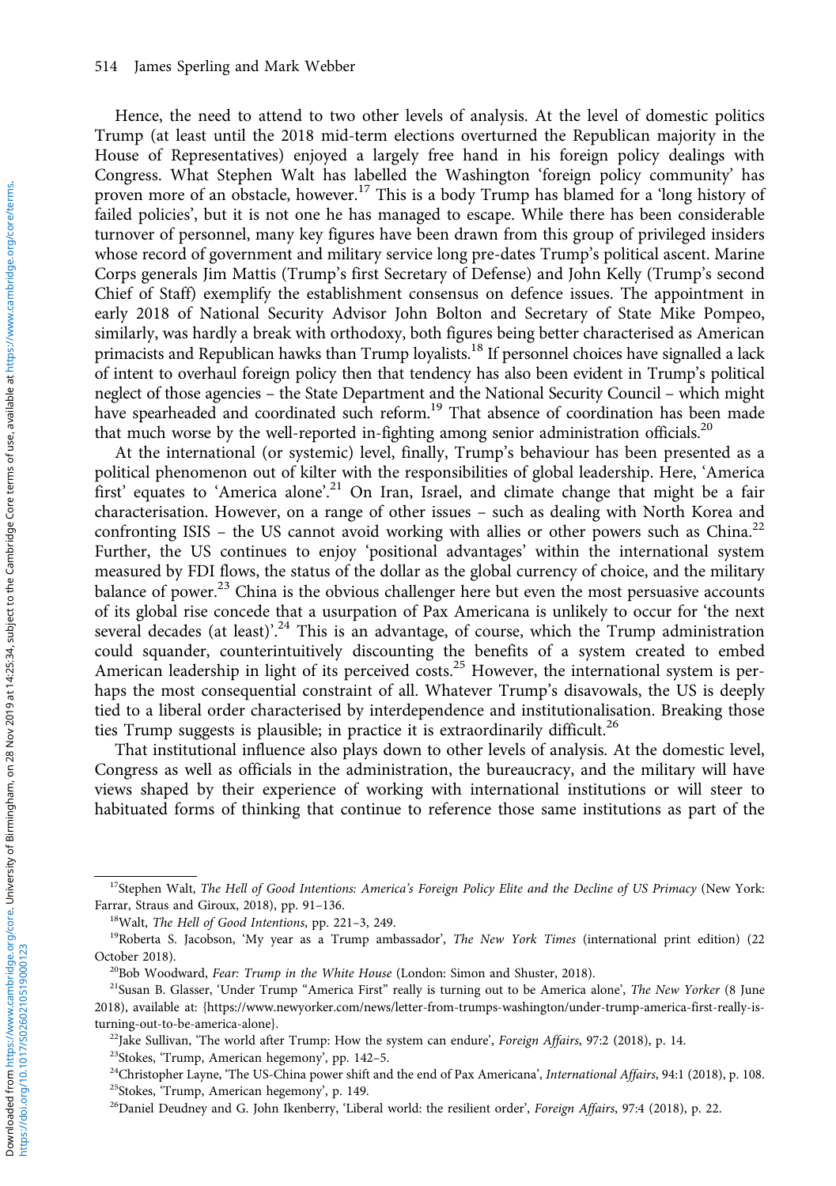Hence, the need to attend to two other levels of analysis. At the level of domestic politics Trump (at least until the 2018 mid-term elections overturned the Republican majority in the House of Representatives) enjoyed a largely free hand in his foreign policy dealings with Congress. What Stephen Walt has labelled the Washington 'foreign policy community' has proven more of an obstacle, however.[17] This is a body Trump has blamed for a 'long history of failed policies', but it is not one he has managed to escape. While there has been considerable turnover of personnel, many key figures have been drawn from this group of privileged insiders whose record of government and military service long pre-dates Trump's political ascent. Marine Corps generals Jim Mattis (Trump's first Secretary of Defense) and John Kelly (Trump's second Chief of Staff) exemplify the establishment consensus on defence issues. The appointment in early 2018 of National Security Advisor John Bolton and Secretary of State Mike Pompeo, similarly, was hardly a break with orthodoxy, both figures being better characterised as American primacists and Republican hawks than Trump loyalists.[18] If personnel choices have signalled a lack of intent to overhaul foreign policy then that tendency has also been evident in Trump's political neglect of those agencies – the State Department and the National Security Council – which might have spearheaded and coordinated such reform.[19] That absence of coordination has been made that much worse by the well-reported in-fighting among senior administration officials.[20]

At the international (or systemic) level, finally, Trump's behaviour has been presented as a political phenomenon out of kilter with the responsibilities of global leadership. Here, 'America first' equates to 'America alone'.[21] On Iran, Israel, and climate change that might be a fair characterisation. However, on a range of other issues – such as dealing with North Korea and confronting ISIS – the US cannot avoid working with allies or other powers such as China.[22] Further, the US continues to enjoy 'positional advantages' within the international system measured by FDI flows, the status of the dollar as the global currency of choice, and the military balance of power.[23] China is the obvious challenger here but even the most persuasive accounts of its global rise concede that a usurpation of Pax Americana is unlikely to occur for 'the next several decades (at least)'.[24] This is an advantage, of course, which the Trump administration could squander, counterintuitively discounting the benefits of a system created to embed American leadership in light of its perceived costs.[25] However, the international system is perhaps the most consequential constraint of all. Whatever Trump's disavowals, the US is deeply tied to a liberal order characterised by interdependence and institutionalisation. Breaking those ties Trump suggests is plausible; in practice it is extraordinarily difficult.[26]

That institutional influence also plays down to other levels of analysis. At the domestic level, Congress as well as officials in the administration, the bureaucracy, and the military will have views shaped by their experience of working with international institutions or will steer to habituated forms of thinking that continue to reference those same institutions as part of the

---

[17] Stephen Walt, *The Hell of Good Intentions: America's Foreign Policy Elite and the Decline of US Primacy* (New York: Farrar, Straus and Giroux, 2018), pp. 91–136.

[18] Walt, *The Hell of Good Intentions*, pp. 221–3, 249.

[19] Roberta S. Jacobson, 'My year as a Trump ambassador', *The New York Times* (international print edition) (22 October 2018).

[20] Bob Woodward, *Fear: Trump in the White House* (London: Simon and Shuster, 2018).

[21] Susan B. Glasser, 'Under Trump "America First" really is turning out to be America alone', *The New Yorker* (8 June 2018), available at: {https://www.newyorker.com/news/letter-from-trumps-washington/under-trump-america-first-really-is-turning-out-to-be-america-alone}.

[22] Jake Sullivan, 'The world after Trump: How the system can endure', *Foreign Affairs*, 97:2 (2018), p. 14.

[23] Stokes, 'Trump, American hegemony', pp. 142–5.

[24] Christopher Layne, 'The US-China power shift and the end of Pax Americana', *International Affairs*, 94:1 (2018), p. 108.

[25] Stokes, 'Trump, American hegemony', p. 149.

[26] Daniel Deudney and G. John Ikenberry, 'Liberal world: the resilient order', *Foreign Affairs*, 97:4 (2018), p. 22.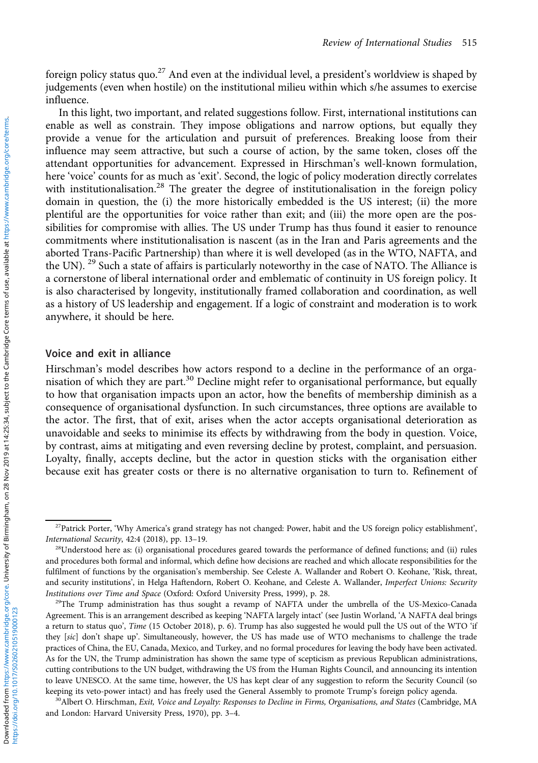foreign policy status quo.[27] And even at the individual level, a president's worldview is shaped by judgements (even when hostile) on the institutional milieu within which s/he assumes to exercise influence.

In this light, two important, and related suggestions follow. First, international institutions can enable as well as constrain. They impose obligations and narrow options, but equally they provide a venue for the articulation and pursuit of preferences. Breaking loose from their influence may seem attractive, but such a course of action, by the same token, closes off the attendant opportunities for advancement. Expressed in Hirschman's well-known formulation, here 'voice' counts for as much as 'exit'. Second, the logic of policy moderation directly correlates with institutionalisation.[28] The greater the degree of institutionalisation in the foreign policy domain in question, the (i) the more historically embedded is the US interest; (ii) the more plentiful are the opportunities for voice rather than exit; and (iii) the more open are the possibilities for compromise with allies. The US under Trump has thus found it easier to renounce commitments where institutionalisation is nascent (as in the Iran and Paris agreements and the aborted Trans-Pacific Partnership) than where it is well developed (as in the WTO, NAFTA, and the UN). [29] Such a state of affairs is particularly noteworthy in the case of NATO. The Alliance is a cornerstone of liberal international order and emblematic of continuity in US foreign policy. It is also characterised by longevity, institutionally framed collaboration and coordination, as well as a history of US leadership and engagement. If a logic of constraint and moderation is to work anywhere, it should be here.

## Voice and exit in alliance

Hirschman's model describes how actors respond to a decline in the performance of an organisation of which they are part.[30] Decline might refer to organisational performance, but equally to how that organisation impacts upon an actor, how the benefits of membership diminish as a consequence of organisational dysfunction. In such circumstances, three options are available to the actor. The first, that of exit, arises when the actor accepts organisational deterioration as unavoidable and seeks to minimise its effects by withdrawing from the body in question. Voice, by contrast, aims at mitigating and even reversing decline by protest, complaint, and persuasion. Loyalty, finally, accepts decline, but the actor in question sticks with the organisation either because exit has greater costs or there is no alternative organisation to turn to. Refinement of

---

[27] Patrick Porter, 'Why America's grand strategy has not changed: Power, habit and the US foreign policy establishment', *International Security*, 42:4 (2018), pp. 13–19.

[28] Understood here as: (i) organisational procedures geared towards the performance of defined functions; and (ii) rules and procedures both formal and informal, which define how decisions are reached and which allocate responsibilities for the fulfilment of functions by the organisation's membership. See Celeste A. Wallander and Robert O. Keohane, 'Risk, threat, and security institutions', in Helga Haftendorn, Robert O. Keohane, and Celeste A. Wallander, *Imperfect Unions: Security Institutions over Time and Space* (Oxford: Oxford University Press, 1999), p. 28.

[29] The Trump administration has thus sought a revamp of NAFTA under the umbrella of the US-Mexico-Canada Agreement. This is an arrangement described as keeping 'NAFTA largely intact' (see Justin Worland, 'A NAFTA deal brings a return to status quo', *Time* (15 October 2018), p. 6). Trump has also suggested he would pull the US out of the WTO 'if they [*sic*] don't shape up'. Simultaneously, however, the US has made use of WTO mechanisms to challenge the trade practices of China, the EU, Canada, Mexico, and Turkey, and no formal procedures for leaving the body have been activated. As for the UN, the Trump administration has shown the same type of scepticism as previous Republican administrations, cutting contributions to the UN budget, withdrawing the US from the Human Rights Council, and announcing its intention to leave UNESCO. At the same time, however, the US has kept clear of any suggestion to reform the Security Council (so keeping its veto-power intact) and has freely used the General Assembly to promote Trump's foreign policy agenda.

[30] Albert O. Hirschman, *Exit, Voice and Loyalty: Responses to Decline in Firms, Organisations, and States* (Cambridge, MA and London: Harvard University Press, 1970), pp. 3–4.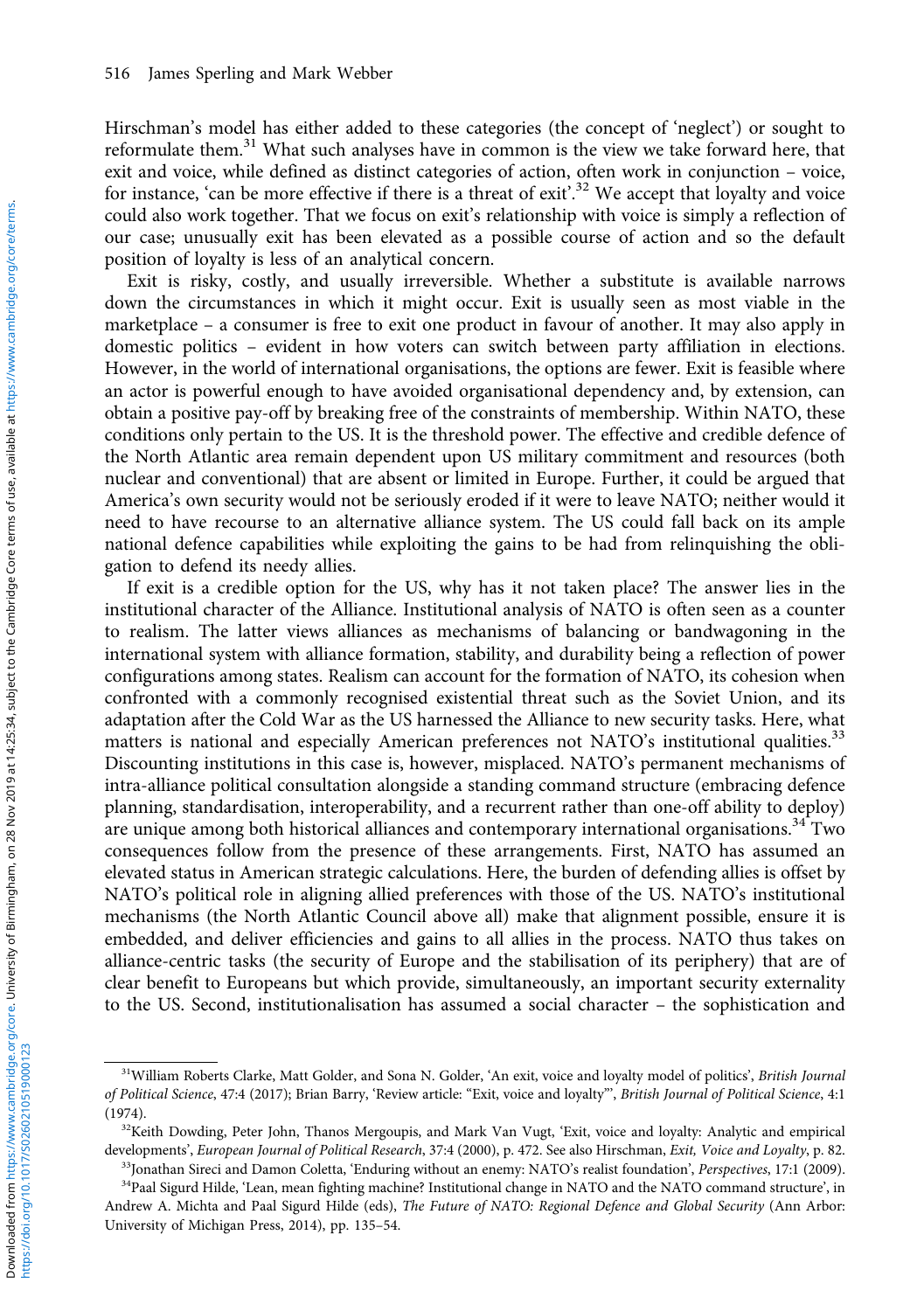Hirschman's model has either added to these categories (the concept of 'neglect') or sought to reformulate them.[31] What such analyses have in common is the view we take forward here, that exit and voice, while defined as distinct categories of action, often work in conjunction – voice, for instance, 'can be more effective if there is a threat of exit'.[32] We accept that loyalty and voice could also work together. That we focus on exit's relationship with voice is simply a reflection of our case; unusually exit has been elevated as a possible course of action and so the default position of loyalty is less of an analytical concern.

Exit is risky, costly, and usually irreversible. Whether a substitute is available narrows down the circumstances in which it might occur. Exit is usually seen as most viable in the marketplace – a consumer is free to exit one product in favour of another. It may also apply in domestic politics – evident in how voters can switch between party affiliation in elections. However, in the world of international organisations, the options are fewer. Exit is feasible where an actor is powerful enough to have avoided organisational dependency and, by extension, can obtain a positive pay-off by breaking free of the constraints of membership. Within NATO, these conditions only pertain to the US. It is the threshold power. The effective and credible defence of the North Atlantic area remain dependent upon US military commitment and resources (both nuclear and conventional) that are absent or limited in Europe. Further, it could be argued that America's own security would not be seriously eroded if it were to leave NATO; neither would it need to have recourse to an alternative alliance system. The US could fall back on its ample national defence capabilities while exploiting the gains to be had from relinquishing the obligation to defend its needy allies.

If exit is a credible option for the US, why has it not taken place? The answer lies in the institutional character of the Alliance. Institutional analysis of NATO is often seen as a counter to realism. The latter views alliances as mechanisms of balancing or bandwagoning in the international system with alliance formation, stability, and durability being a reflection of power configurations among states. Realism can account for the formation of NATO, its cohesion when confronted with a commonly recognised existential threat such as the Soviet Union, and its adaptation after the Cold War as the US harnessed the Alliance to new security tasks. Here, what matters is national and especially American preferences not NATO's institutional qualities.[33] Discounting institutions in this case is, however, misplaced. NATO's permanent mechanisms of intra-alliance political consultation alongside a standing command structure (embracing defence planning, standardisation, interoperability, and a recurrent rather than one-off ability to deploy) are unique among both historical alliances and contemporary international organisations.[34] Two consequences follow from the presence of these arrangements. First, NATO has assumed an elevated status in American strategic calculations. Here, the burden of defending allies is offset by NATO's political role in aligning allied preferences with those of the US. NATO's institutional mechanisms (the North Atlantic Council above all) make that alignment possible, ensure it is embedded, and deliver efficiencies and gains to all allies in the process. NATO thus takes on alliance-centric tasks (the security of Europe and the stabilisation of its periphery) that are of clear benefit to Europeans but which provide, simultaneously, an important security externality to the US. Second, institutionalisation has assumed a social character – the sophistication and

---

[31] William Roberts Clarke, Matt Golder, and Sona N. Golder, 'An exit, voice and loyalty model of politics', *British Journal of Political Science*, 47:4 (2017); Brian Barry, 'Review article: "Exit, voice and loyalty"', *British Journal of Political Science*, 4:1 (1974).

[32] Keith Dowding, Peter John, Thanos Mergoupis, and Mark Van Vugt, 'Exit, voice and loyalty: Analytic and empirical developments', *European Journal of Political Research*, 37:4 (2000), p. 472. See also Hirschman, *Exit, Voice and Loyalty*, p. 82.

[33] Jonathan Sireci and Damon Coletta, 'Enduring without an enemy: NATO's realist foundation', *Perspectives*, 17:1 (2009).

[34] Paal Sigurd Hilde, 'Lean, mean fighting machine? Institutional change in NATO and the NATO command structure', in Andrew A. Michta and Paal Sigurd Hilde (eds), *The Future of NATO: Regional Defence and Global Security* (Ann Arbor: University of Michigan Press, 2014), pp. 135–54.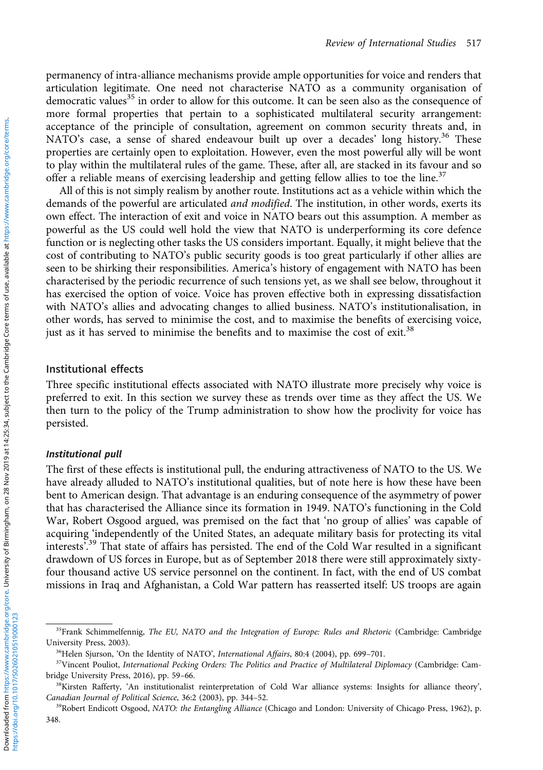permanency of intra-alliance mechanisms provide ample opportunities for voice and renders that articulation legitimate. One need not characterise NATO as a community organisation of democratic values[35] in order to allow for this outcome. It can be seen also as the consequence of more formal properties that pertain to a sophisticated multilateral security arrangement: acceptance of the principle of consultation, agreement on common security threats and, in NATO's case, a sense of shared endeavour built up over a decades' long history.[36] These properties are certainly open to exploitation. However, even the most powerful ally will be wont to play within the multilateral rules of the game. These, after all, are stacked in its favour and so offer a reliable means of exercising leadership and getting fellow allies to toe the line.[37]

All of this is not simply realism by another route. Institutions act as a vehicle within which the demands of the powerful are articulated *and modified*. The institution, in other words, exerts its own effect. The interaction of exit and voice in NATO bears out this assumption. A member as powerful as the US could well hold the view that NATO is underperforming its core defence function or is neglecting other tasks the US considers important. Equally, it might believe that the cost of contributing to NATO's public security goods is too great particularly if other allies are seen to be shirking their responsibilities. America's history of engagement with NATO has been characterised by the periodic recurrence of such tensions yet, as we shall see below, throughout it has exercised the option of voice. Voice has proven effective both in expressing dissatisfaction with NATO's allies and advocating changes to allied business. NATO's institutionalisation, in other words, has served to minimise the cost, and to maximise the benefits of exercising voice, just as it has served to minimise the benefits and to maximise the cost of exit.[38]

## Institutional effects

Three specific institutional effects associated with NATO illustrate more precisely why voice is preferred to exit. In this section we survey these as trends over time as they affect the US. We then turn to the policy of the Trump administration to show how the proclivity for voice has persisted.

### *Institutional pull*

The first of these effects is institutional pull, the enduring attractiveness of NATO to the US. We have already alluded to NATO's institutional qualities, but of note here is how these have been bent to American design. That advantage is an enduring consequence of the asymmetry of power that has characterised the Alliance since its formation in 1949. NATO's functioning in the Cold War, Robert Osgood argued, was premised on the fact that 'no group of allies' was capable of acquiring 'independently of the United States, an adequate military basis for protecting its vital interests'.[39] That state of affairs has persisted. The end of the Cold War resulted in a significant drawdown of US forces in Europe, but as of September 2018 there were still approximately sixty-four thousand active US service personnel on the continent. In fact, with the end of US combat missions in Iraq and Afghanistan, a Cold War pattern has reasserted itself: US troops are again

[35] Frank Schimmelfennig, *The EU, NATO and the Integration of Europe: Rules and Rhetoric* (Cambridge: Cambridge University Press, 2003).

[36] Helen Sjurson, 'On the Identity of NATO', *International Affairs*, 80:4 (2004), pp. 699–701.

[37] Vincent Pouliot, *International Pecking Orders: The Politics and Practice of Multilateral Diplomacy* (Cambridge: Cambridge University Press, 2016), pp. 59–66.

[38] Kirsten Rafferty, 'An institutionalist reinterpretation of Cold War alliance systems: Insights for alliance theory', *Canadian Journal of Political Science*, 36:2 (2003), pp. 344–52.

[39] Robert Endicott Osgood, *NATO: the Entangling Alliance* (Chicago and London: University of Chicago Press, 1962), p. 348.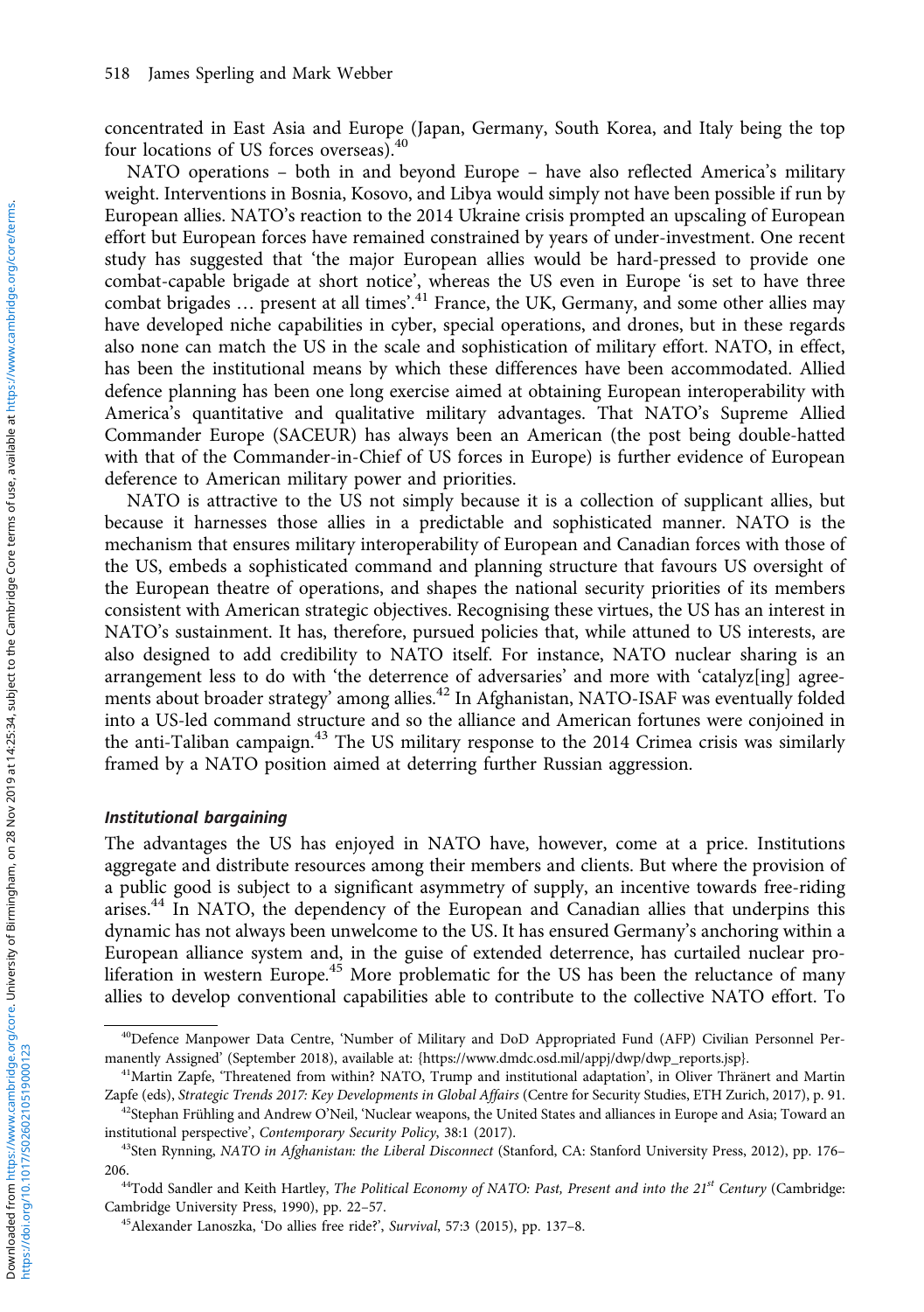concentrated in East Asia and Europe (Japan, Germany, South Korea, and Italy being the top four locations of US forces overseas).[40]

NATO operations – both in and beyond Europe – have also reflected America's military weight. Interventions in Bosnia, Kosovo, and Libya would simply not have been possible if run by European allies. NATO's reaction to the 2014 Ukraine crisis prompted an upscaling of European effort but European forces have remained constrained by years of under-investment. One recent study has suggested that 'the major European allies would be hard-pressed to provide one combat-capable brigade at short notice', whereas the US even in Europe 'is set to have three combat brigades … present at all times'.[41] France, the UK, Germany, and some other allies may have developed niche capabilities in cyber, special operations, and drones, but in these regards also none can match the US in the scale and sophistication of military effort. NATO, in effect, has been the institutional means by which these differences have been accommodated. Allied defence planning has been one long exercise aimed at obtaining European interoperability with America's quantitative and qualitative military advantages. That NATO's Supreme Allied Commander Europe (SACEUR) has always been an American (the post being double-hatted with that of the Commander-in-Chief of US forces in Europe) is further evidence of European deference to American military power and priorities.

NATO is attractive to the US not simply because it is a collection of supplicant allies, but because it harnesses those allies in a predictable and sophisticated manner. NATO is the mechanism that ensures military interoperability of European and Canadian forces with those of the US, embeds a sophisticated command and planning structure that favours US oversight of the European theatre of operations, and shapes the national security priorities of its members consistent with American strategic objectives. Recognising these virtues, the US has an interest in NATO's sustainment. It has, therefore, pursued policies that, while attuned to US interests, are also designed to add credibility to NATO itself. For instance, NATO nuclear sharing is an arrangement less to do with 'the deterrence of adversaries' and more with 'catalyz[ing] agreements about broader strategy' among allies.[42] In Afghanistan, NATO-ISAF was eventually folded into a US-led command structure and so the alliance and American fortunes were conjoined in the anti-Taliban campaign.[43] The US military response to the 2014 Crimea crisis was similarly framed by a NATO position aimed at deterring further Russian aggression.

### *Institutional bargaining*

The advantages the US has enjoyed in NATO have, however, come at a price. Institutions aggregate and distribute resources among their members and clients. But where the provision of a public good is subject to a significant asymmetry of supply, an incentive towards free-riding arises.[44] In NATO, the dependency of the European and Canadian allies that underpins this dynamic has not always been unwelcome to the US. It has ensured Germany's anchoring within a European alliance system and, in the guise of extended deterrence, has curtailed nuclear proliferation in western Europe.[45] More problematic for the US has been the reluctance of many allies to develop conventional capabilities able to contribute to the collective NATO effort. To

---

[40] Defence Manpower Data Centre, 'Number of Military and DoD Appropriated Fund (AFP) Civilian Personnel Permanently Assigned' (September 2018), available at: {https://www.dmdc.osd.mil/appj/dwp/dwp_reports.jsp}.

[41] Martin Zapfe, 'Threatened from within? NATO, Trump and institutional adaptation', in Oliver Thränert and Martin Zapfe (eds), *Strategic Trends 2017: Key Developments in Global Affairs* (Centre for Security Studies, ETH Zurich, 2017), p. 91.

[42] Stephan Frühling and Andrew O'Neil, 'Nuclear weapons, the United States and alliances in Europe and Asia; Toward an institutional perspective', *Contemporary Security Policy*, 38:1 (2017).

[43] Sten Rynning, *NATO in Afghanistan: the Liberal Disconnect* (Stanford, CA: Stanford University Press, 2012), pp. 176–206.

[44] Todd Sandler and Keith Hartley, *The Political Economy of NATO: Past, Present and into the 21st Century* (Cambridge: Cambridge University Press, 1990), pp. 22–57.

[45] Alexander Lanoszka, 'Do allies free ride?', *Survival*, 57:3 (2015), pp. 137–8.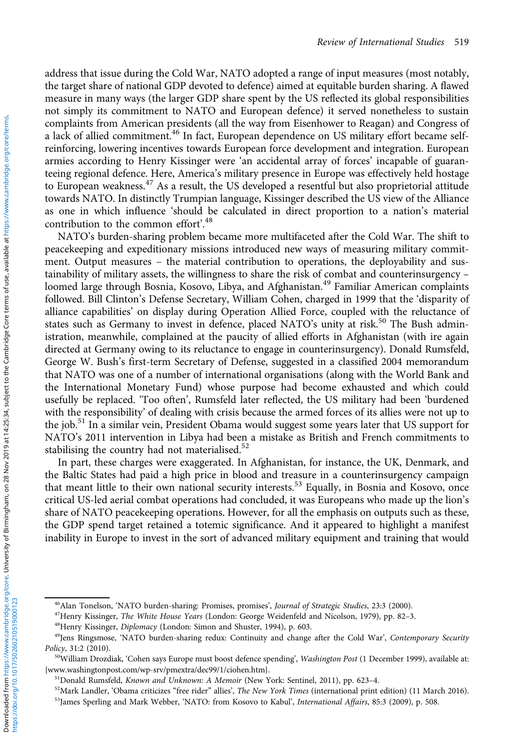address that issue during the Cold War, NATO adopted a range of input measures (most notably, the target share of national GDP devoted to defence) aimed at equitable burden sharing. A flawed measure in many ways (the larger GDP share spent by the US reflected its global responsibilities not simply its commitment to NATO and European defence) it served nonetheless to sustain complaints from American presidents (all the way from Eisenhower to Reagan) and Congress of a lack of allied commitment.[46] In fact, European dependence on US military effort became self-reinforcing, lowering incentives towards European force development and integration. European armies according to Henry Kissinger were 'an accidental array of forces' incapable of guaranteeing regional defence. Here, America's military presence in Europe was effectively held hostage to European weakness.[47] As a result, the US developed a resentful but also proprietorial attitude towards NATO. In distinctly Trumpian language, Kissinger described the US view of the Alliance as one in which influence 'should be calculated in direct proportion to a nation's material contribution to the common effort'.[48]

NATO's burden-sharing problem became more multifaceted after the Cold War. The shift to peacekeeping and expeditionary missions introduced new ways of measuring military commitment. Output measures – the material contribution to operations, the deployability and sustainability of military assets, the willingness to share the risk of combat and counterinsurgency – loomed large through Bosnia, Kosovo, Libya, and Afghanistan.[49] Familiar American complaints followed. Bill Clinton's Defense Secretary, William Cohen, charged in 1999 that the 'disparity of alliance capabilities' on display during Operation Allied Force, coupled with the reluctance of states such as Germany to invest in defence, placed NATO's unity at risk.[50] The Bush administration, meanwhile, complained at the paucity of allied efforts in Afghanistan (with ire again directed at Germany owing to its reluctance to engage in counterinsurgency). Donald Rumsfeld, George W. Bush's first-term Secretary of Defense, suggested in a classified 2004 memorandum that NATO was one of a number of international organisations (along with the World Bank and the International Monetary Fund) whose purpose had become exhausted and which could usefully be replaced. 'Too often', Rumsfeld later reflected, the US military had been 'burdened with the responsibility' of dealing with crisis because the armed forces of its allies were not up to the job.[51] In a similar vein, President Obama would suggest some years later that US support for NATO's 2011 intervention in Libya had been a mistake as British and French commitments to stabilising the country had not materialised.[52]

In part, these charges were exaggerated. In Afghanistan, for instance, the UK, Denmark, and the Baltic States had paid a high price in blood and treasure in a counterinsurgency campaign that meant little to their own national security interests.[53] Equally, in Bosnia and Kosovo, once critical US-led aerial combat operations had concluded, it was Europeans who made up the lion's share of NATO peacekeeping operations. However, for all the emphasis on outputs such as these, the GDP spend target retained a totemic significance. And it appeared to highlight a manifest inability in Europe to invest in the sort of advanced military equipment and training that would

---

[46] Alan Tonelson, 'NATO burden-sharing: Promises, promises', *Journal of Strategic Studies*, 23:3 (2000).

[47] Henry Kissinger, *The White House Years* (London: George Weidenfeld and Nicolson, 1979), pp. 82–3.

[48] Henry Kissinger, *Diplomacy* (London: Simon and Shuster, 1994), p. 603.

[49] Jens Ringsmose, 'NATO burden-sharing redux: Continuity and change after the Cold War', *Contemporary Security Policy*, 31:2 (2010).

[50] William Drozdiak, 'Cohen says Europe must boost defence spending', *Washington Post* (1 December 1999), available at: {www.washingtonpost.com/wp-srv/pmextra/dec99/1/ciohen.htm}.

[51] Donald Rumsfeld, *Known and Unknown: A Memoir* (New York: Sentinel, 2011), pp. 623–4.

[52] Mark Landler, 'Obama criticizes "free rider" allies', *The New York Times* (international print edition) (11 March 2016).

[53] James Sperling and Mark Webber, 'NATO: from Kosovo to Kabul', *International Affairs*, 85:3 (2009), p. 508.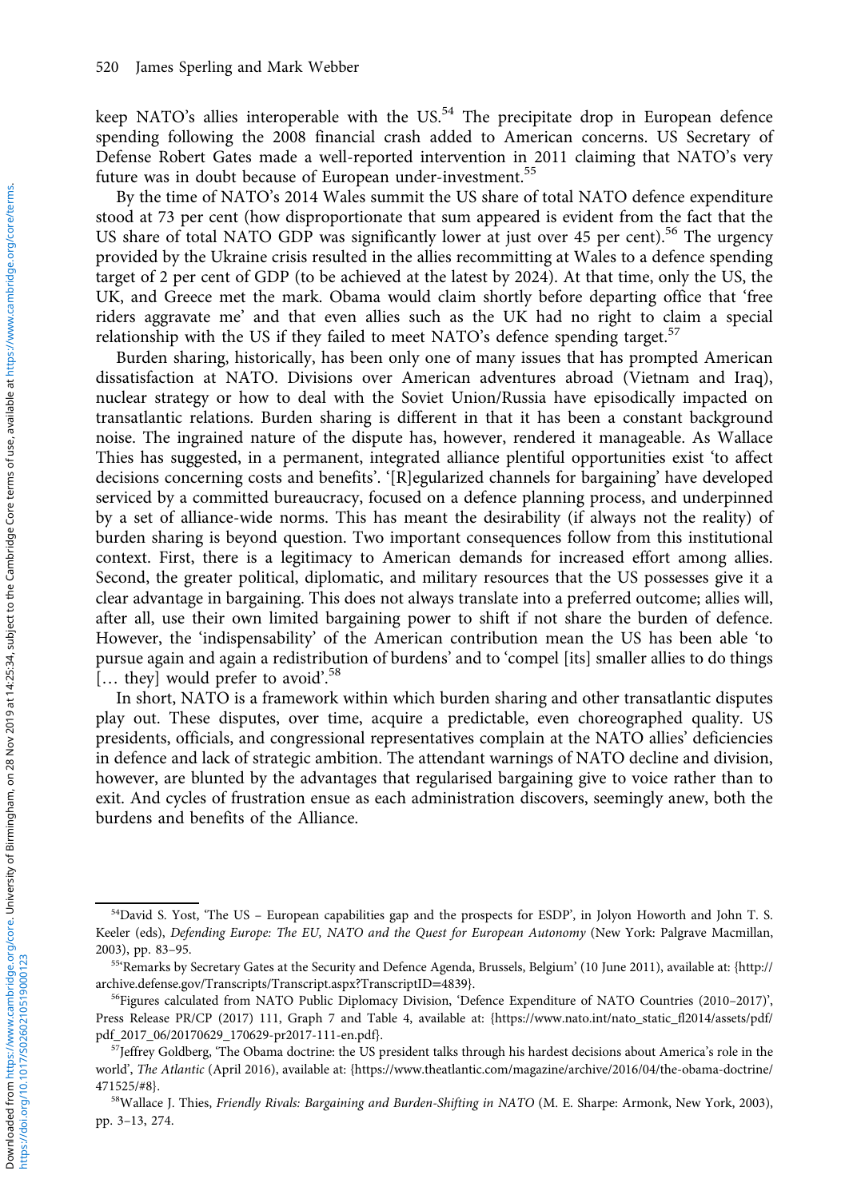keep NATO's allies interoperable with the US.[54] The precipitate drop in European defence spending following the 2008 financial crash added to American concerns. US Secretary of Defense Robert Gates made a well-reported intervention in 2011 claiming that NATO's very future was in doubt because of European under-investment.[55]

By the time of NATO's 2014 Wales summit the US share of total NATO defence expenditure stood at 73 per cent (how disproportionate that sum appeared is evident from the fact that the US share of total NATO GDP was significantly lower at just over 45 per cent).[56] The urgency provided by the Ukraine crisis resulted in the allies recommitting at Wales to a defence spending target of 2 per cent of GDP (to be achieved at the latest by 2024). At that time, only the US, the UK, and Greece met the mark. Obama would claim shortly before departing office that 'free riders aggravate me' and that even allies such as the UK had no right to claim a special relationship with the US if they failed to meet NATO's defence spending target.[57]

Burden sharing, historically, has been only one of many issues that has prompted American dissatisfaction at NATO. Divisions over American adventures abroad (Vietnam and Iraq), nuclear strategy or how to deal with the Soviet Union/Russia have episodically impacted on transatlantic relations. Burden sharing is different in that it has been a constant background noise. The ingrained nature of the dispute has, however, rendered it manageable. As Wallace Thies has suggested, in a permanent, integrated alliance plentiful opportunities exist 'to affect decisions concerning costs and benefits'. '[R]egularized channels for bargaining' have developed serviced by a committed bureaucracy, focused on a defence planning process, and underpinned by a set of alliance-wide norms. This has meant the desirability (if always not the reality) of burden sharing is beyond question. Two important consequences follow from this institutional context. First, there is a legitimacy to American demands for increased effort among allies. Second, the greater political, diplomatic, and military resources that the US possesses give it a clear advantage in bargaining. This does not always translate into a preferred outcome; allies will, after all, use their own limited bargaining power to shift if not share the burden of defence. However, the 'indispensability' of the American contribution mean the US has been able 'to pursue again and again a redistribution of burdens' and to 'compel [its] smaller allies to do things [… they] would prefer to avoid'.[58]

In short, NATO is a framework within which burden sharing and other transatlantic disputes play out. These disputes, over time, acquire a predictable, even choreographed quality. US presidents, officials, and congressional representatives complain at the NATO allies' deficiencies in defence and lack of strategic ambition. The attendant warnings of NATO decline and division, however, are blunted by the advantages that regularised bargaining give to voice rather than to exit. And cycles of frustration ensue as each administration discovers, seemingly anew, both the burdens and benefits of the Alliance.

---

[54] David S. Yost, 'The US – European capabilities gap and the prospects for ESDP', in Jolyon Howorth and John T. S. Keeler (eds), *Defending Europe: The EU, NATO and the Quest for European Autonomy* (New York: Palgrave Macmillan, 2003), pp. 83–95.

[55] 'Remarks by Secretary Gates at the Security and Defence Agenda, Brussels, Belgium' (10 June 2011), available at: {http://archive.defense.gov/Transcripts/Transcript.aspx?TranscriptID=4839}.

[56] Figures calculated from NATO Public Diplomacy Division, 'Defence Expenditure of NATO Countries (2010–2017)', Press Release PR/CP (2017) 111, Graph 7 and Table 4, available at: {https://www.nato.int/nato_static_fl2014/assets/pdf/pdf_2017_06/20170629_170629-pr2017-111-en.pdf}.

[57] Jeffrey Goldberg, 'The Obama doctrine: the US president talks through his hardest decisions about America's role in the world', *The Atlantic* (April 2016), available at: {https://www.theatlantic.com/magazine/archive/2016/04/the-obama-doctrine/471525/#8}.

[58] Wallace J. Thies, *Friendly Rivals: Bargaining and Burden-Shifting in NATO* (M. E. Sharpe: Armonk, New York, 2003), pp. 3–13, 274.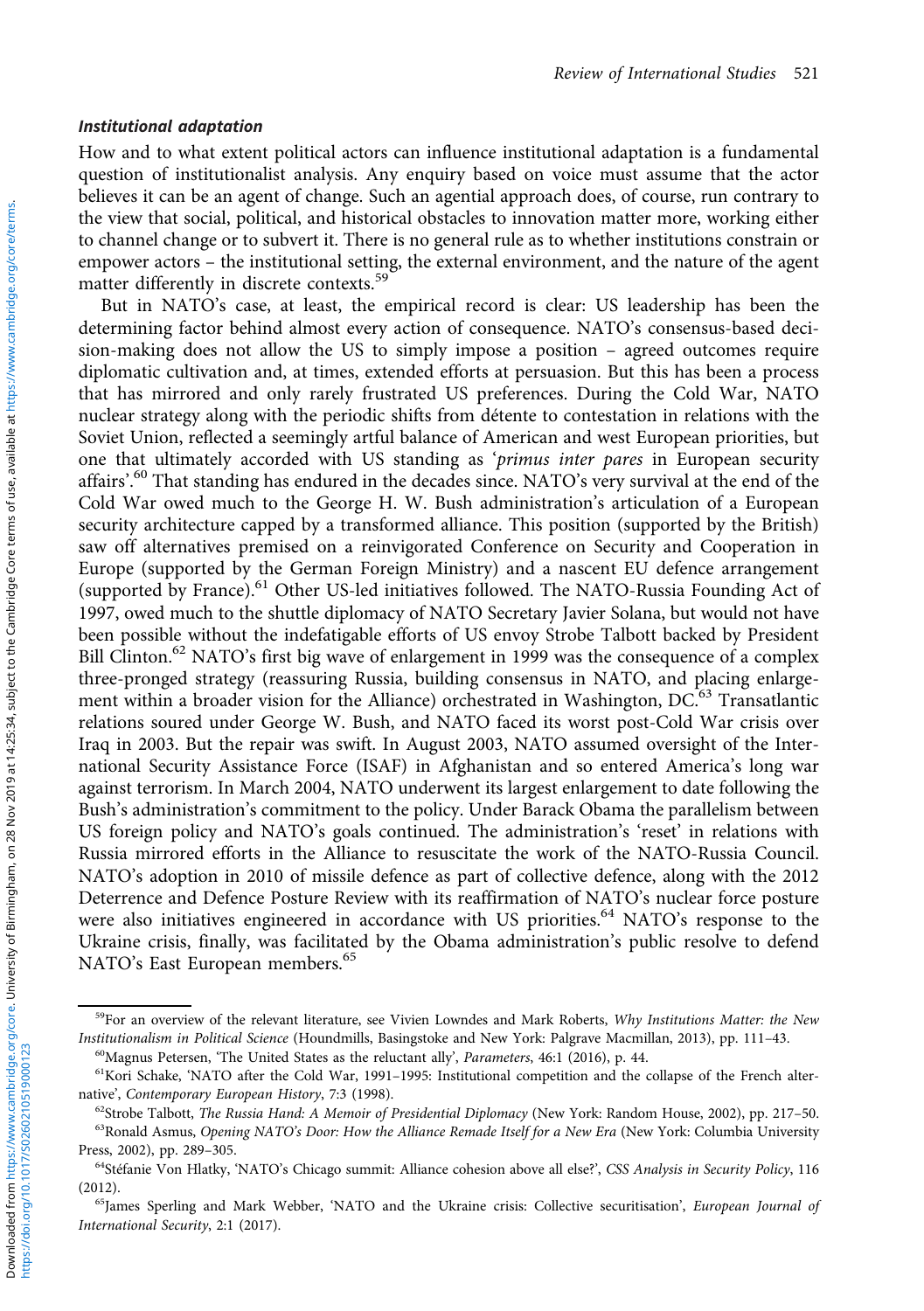### *Institutional adaptation*

How and to what extent political actors can influence institutional adaptation is a fundamental question of institutionalist analysis. Any enquiry based on voice must assume that the actor believes it can be an agent of change. Such an agential approach does, of course, run contrary to the view that social, political, and historical obstacles to innovation matter more, working either to channel change or to subvert it. There is no general rule as to whether institutions constrain or empower actors – the institutional setting, the external environment, and the nature of the agent matter differently in discrete contexts.[59]

But in NATO's case, at least, the empirical record is clear: US leadership has been the determining factor behind almost every action of consequence. NATO's consensus-based decision-making does not allow the US to simply impose a position – agreed outcomes require diplomatic cultivation and, at times, extended efforts at persuasion. But this has been a process that has mirrored and only rarely frustrated US preferences. During the Cold War, NATO nuclear strategy along with the periodic shifts from détente to contestation in relations with the Soviet Union, reflected a seemingly artful balance of American and west European priorities, but one that ultimately accorded with US standing as '*primus inter pares* in European security affairs'.[60] That standing has endured in the decades since. NATO's very survival at the end of the Cold War owed much to the George H. W. Bush administration's articulation of a European security architecture capped by a transformed alliance. This position (supported by the British) saw off alternatives premised on a reinvigorated Conference on Security and Cooperation in Europe (supported by the German Foreign Ministry) and a nascent EU defence arrangement (supported by France).[61] Other US-led initiatives followed. The NATO-Russia Founding Act of 1997, owed much to the shuttle diplomacy of NATO Secretary Javier Solana, but would not have been possible without the indefatigable efforts of US envoy Strobe Talbott backed by President Bill Clinton.[62] NATO's first big wave of enlargement in 1999 was the consequence of a complex three-pronged strategy (reassuring Russia, building consensus in NATO, and placing enlargement within a broader vision for the Alliance) orchestrated in Washington, DC.[63] Transatlantic relations soured under George W. Bush, and NATO faced its worst post-Cold War crisis over Iraq in 2003. But the repair was swift. In August 2003, NATO assumed oversight of the International Security Assistance Force (ISAF) in Afghanistan and so entered America's long war against terrorism. In March 2004, NATO underwent its largest enlargement to date following the Bush's administration's commitment to the policy. Under Barack Obama the parallelism between US foreign policy and NATO's goals continued. The administration's 'reset' in relations with Russia mirrored efforts in the Alliance to resuscitate the work of the NATO-Russia Council. NATO's adoption in 2010 of missile defence as part of collective defence, along with the 2012 Deterrence and Defence Posture Review with its reaffirmation of NATO's nuclear force posture were also initiatives engineered in accordance with US priorities.[64] NATO's response to the Ukraine crisis, finally, was facilitated by the Obama administration's public resolve to defend NATO's East European members.[65]

---

[59]For an overview of the relevant literature, see Vivien Lowndes and Mark Roberts, *Why Institutions Matter: the New Institutionalism in Political Science* (Houndmills, Basingstoke and New York: Palgrave Macmillan, 2013), pp. 111–43.

[60]Magnus Petersen, 'The United States as the reluctant ally', *Parameters*, 46:1 (2016), p. 44.

[61]Kori Schake, 'NATO after the Cold War, 1991–1995: Institutional competition and the collapse of the French alternative', *Contemporary European History*, 7:3 (1998).

[62]Strobe Talbott, *The Russia Hand: A Memoir of Presidential Diplomacy* (New York: Random House, 2002), pp. 217–50.

[63]Ronald Asmus, *Opening NATO's Door: How the Alliance Remade Itself for a New Era* (New York: Columbia University Press, 2002), pp. 289–305.

[64]Stéfanie Von Hlatky, 'NATO's Chicago summit: Alliance cohesion above all else?', *CSS Analysis in Security Policy*, 116 (2012).

[65]James Sperling and Mark Webber, 'NATO and the Ukraine crisis: Collective securitisation', *European Journal of International Security*, 2:1 (2017).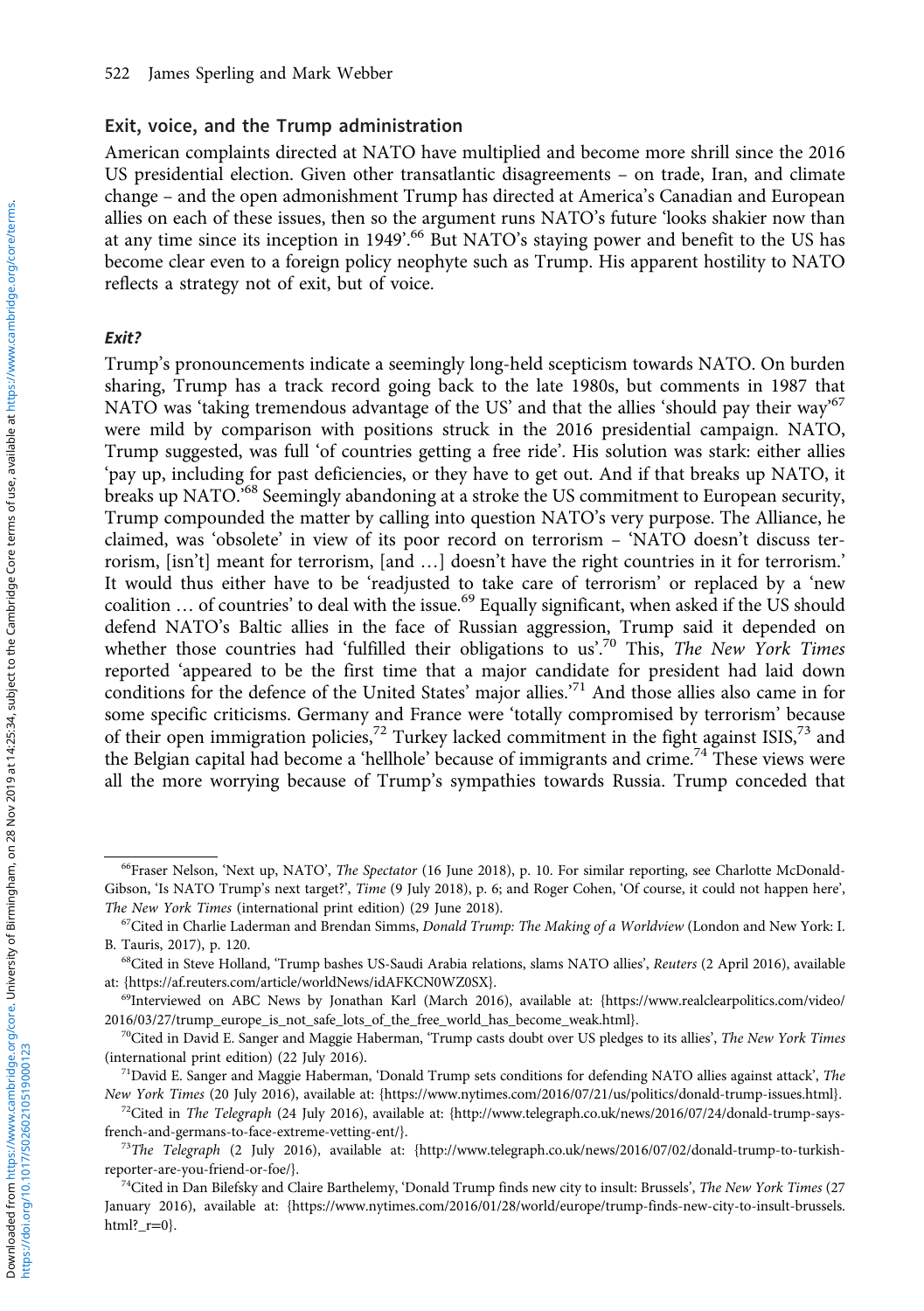## Exit, voice, and the Trump administration

American complaints directed at NATO have multiplied and become more shrill since the 2016 US presidential election. Given other transatlantic disagreements – on trade, Iran, and climate change – and the open admonishment Trump has directed at America's Canadian and European allies on each of these issues, then so the argument runs NATO's future 'looks shakier now than at any time since its inception in 1949'.[66] But NATO's staying power and benefit to the US has become clear even to a foreign policy neophyte such as Trump. His apparent hostility to NATO reflects a strategy not of exit, but of voice.

### *Exit?*

Trump's pronouncements indicate a seemingly long-held scepticism towards NATO. On burden sharing, Trump has a track record going back to the late 1980s, but comments in 1987 that NATO was 'taking tremendous advantage of the US' and that the allies 'should pay their way'[67] were mild by comparison with positions struck in the 2016 presidential campaign. NATO, Trump suggested, was full 'of countries getting a free ride'. His solution was stark: either allies 'pay up, including for past deficiencies, or they have to get out. And if that breaks up NATO, it breaks up NATO.'[68] Seemingly abandoning at a stroke the US commitment to European security, Trump compounded the matter by calling into question NATO's very purpose. The Alliance, he claimed, was 'obsolete' in view of its poor record on terrorism – 'NATO doesn't discuss terrorism, [isn't] meant for terrorism, [and …] doesn't have the right countries in it for terrorism.' It would thus either have to be 'readjusted to take care of terrorism' or replaced by a 'new coalition … of countries' to deal with the issue.[69] Equally significant, when asked if the US should defend NATO's Baltic allies in the face of Russian aggression, Trump said it depended on whether those countries had 'fulfilled their obligations to us'.[70] This, *The New York Times* reported 'appeared to be the first time that a major candidate for president had laid down conditions for the defence of the United States' major allies.'[71] And those allies also came in for some specific criticisms. Germany and France were 'totally compromised by terrorism' because of their open immigration policies,[72] Turkey lacked commitment in the fight against ISIS,[73] and the Belgian capital had become a 'hellhole' because of immigrants and crime.[74] These views were all the more worrying because of Trump's sympathies towards Russia. Trump conceded that

---

[66] Fraser Nelson, 'Next up, NATO', *The Spectator* (16 June 2018), p. 10. For similar reporting, see Charlotte McDonald-Gibson, 'Is NATO Trump's next target?', *Time* (9 July 2018), p. 6; and Roger Cohen, 'Of course, it could not happen here', *The New York Times* (international print edition) (29 June 2018).

[67] Cited in Charlie Laderman and Brendan Simms, *Donald Trump: The Making of a Worldview* (London and New York: I. B. Tauris, 2017), p. 120.

[68] Cited in Steve Holland, 'Trump bashes US-Saudi Arabia relations, slams NATO allies', *Reuters* (2 April 2016), available at: {https://af.reuters.com/article/worldNews/idAFKCN0WZ0SX}.

[69] Interviewed on ABC News by Jonathan Karl (March 2016), available at: {https://www.realclearpolitics.com/video/2016/03/27/trump_europe_is_not_safe_lots_of_the_free_world_has_become_weak.html}.

[70] Cited in David E. Sanger and Maggie Haberman, 'Trump casts doubt over US pledges to its allies', *The New York Times* (international print edition) (22 July 2016).

[71] David E. Sanger and Maggie Haberman, 'Donald Trump sets conditions for defending NATO allies against attack', *The New York Times* (20 July 2016), available at: {https://www.nytimes.com/2016/07/21/us/politics/donald-trump-issues.html}.

[72] Cited in *The Telegraph* (24 July 2016), available at: {http://www.telegraph.co.uk/news/2016/07/24/donald-trump-says-french-and-germans-to-face-extreme-vetting-ent/}.

[73] *The Telegraph* (2 July 2016), available at: {http://www.telegraph.co.uk/news/2016/07/02/donald-trump-to-turkish-reporter-are-you-friend-or-foe/}.

[74] Cited in Dan Bilefsky and Claire Barthelemy, 'Donald Trump finds new city to insult: Brussels', *The New York Times* (27 January 2016), available at: {https://www.nytimes.com/2016/01/28/world/europe/trump-finds-new-city-to-insult-brussels.html?_r=0}.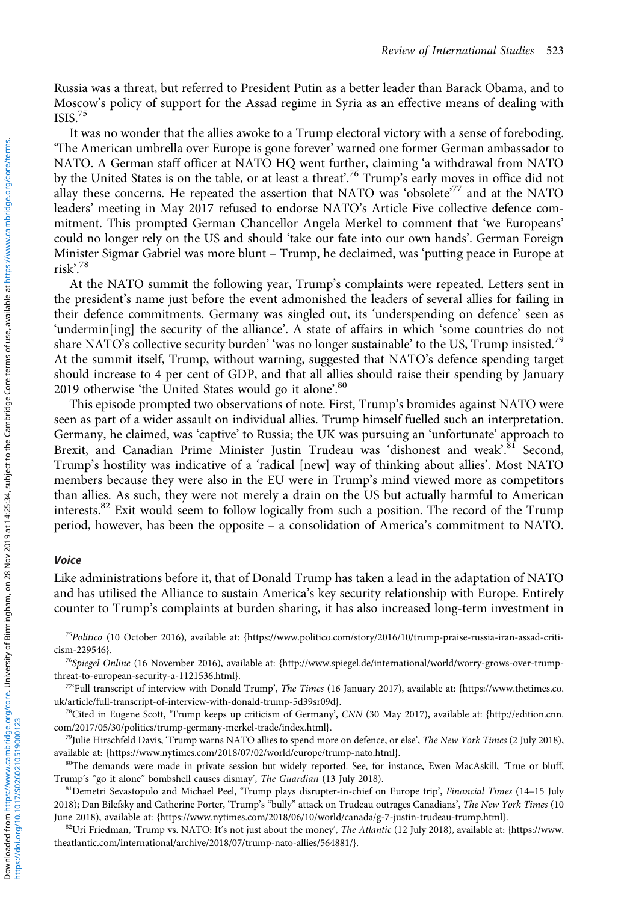Russia was a threat, but referred to President Putin as a better leader than Barack Obama, and to Moscow's policy of support for the Assad regime in Syria as an effective means of dealing with ISIS.[75]

It was no wonder that the allies awoke to a Trump electoral victory with a sense of foreboding. 'The American umbrella over Europe is gone forever' warned one former German ambassador to NATO. A German staff officer at NATO HQ went further, claiming 'a withdrawal from NATO by the United States is on the table, or at least a threat'.[76] Trump's early moves in office did not allay these concerns. He repeated the assertion that NATO was 'obsolete'[77] and at the NATO leaders' meeting in May 2017 refused to endorse NATO's Article Five collective defence commitment. This prompted German Chancellor Angela Merkel to comment that 'we Europeans' could no longer rely on the US and should 'take our fate into our own hands'. German Foreign Minister Sigmar Gabriel was more blunt – Trump, he declaimed, was 'putting peace in Europe at risk'.[78]

At the NATO summit the following year, Trump's complaints were repeated. Letters sent in the president's name just before the event admonished the leaders of several allies for failing in their defence commitments. Germany was singled out, its 'underspending on defence' seen as 'undermin[ing] the security of the alliance'. A state of affairs in which 'some countries do not share NATO's collective security burden' 'was no longer sustainable' to the US, Trump insisted.[79] At the summit itself, Trump, without warning, suggested that NATO's defence spending target should increase to 4 per cent of GDP, and that all allies should raise their spending by January 2019 otherwise 'the United States would go it alone'.[80]

This episode prompted two observations of note. First, Trump's bromides against NATO were seen as part of a wider assault on individual allies. Trump himself fuelled such an interpretation. Germany, he claimed, was 'captive' to Russia; the UK was pursuing an 'unfortunate' approach to Brexit, and Canadian Prime Minister Justin Trudeau was 'dishonest and weak'.[81] Second, Trump's hostility was indicative of a 'radical [new] way of thinking about allies'. Most NATO members because they were also in the EU were in Trump's mind viewed more as competitors than allies. As such, they were not merely a drain on the US but actually harmful to American interests.[82] Exit would seem to follow logically from such a position. The record of the Trump period, however, has been the opposite – a consolidation of America's commitment to NATO.

### *Voice*

Like administrations before it, that of Donald Trump has taken a lead in the adaptation of NATO and has utilised the Alliance to sustain America's key security relationship with Europe. Entirely counter to Trump's complaints at burden sharing, it has also increased long-term investment in

[75] *Politico* (10 October 2016), available at: {https://www.politico.com/story/2016/10/trump-praise-russia-iran-assad-criticism-229546}.

[76] *Spiegel Online* (16 November 2016), available at: {http://www.spiegel.de/international/world/worry-grows-over-trump-threat-to-european-security-a-1121536.html}.

[77] 'Full transcript of interview with Donald Trump', *The Times* (16 January 2017), available at: {https://www.thetimes.co.uk/article/full-transcript-of-interview-with-donald-trump-5d39sr09d}.

[78] Cited in Eugene Scott, 'Trump keeps up criticism of Germany', *CNN* (30 May 2017), available at: {http://edition.cnn.com/2017/05/30/politics/trump-germany-merkel-trade/index.html}.

[79] Julie Hirschfeld Davis, 'Trump warns NATO allies to spend more on defence, or else', *The New York Times* (2 July 2018), available at: {https://www.nytimes.com/2018/07/02/world/europe/trump-nato.html}.

[80] The demands were made in private session but widely reported. See, for instance, Ewen MacAskill, 'True or bluff, Trump's "go it alone" bombshell causes dismay', *The Guardian* (13 July 2018).

[81] Demetri Sevastopulo and Michael Peel, 'Trump plays disrupter-in-chief on Europe trip', *Financial Times* (14–15 July 2018); Dan Bilefsky and Catherine Porter, 'Trump's "bully" attack on Trudeau outrages Canadians', *The New York Times* (10 June 2018), available at: {https://www.nytimes.com/2018/06/10/world/canada/g-7-justin-trudeau-trump.html}.

[82] Uri Friedman, 'Trump vs. NATO: It's not just about the money', *The Atlantic* (12 July 2018), available at: {https://www.theatlantic.com/international/archive/2018/07/trump-nato-allies/564881/}.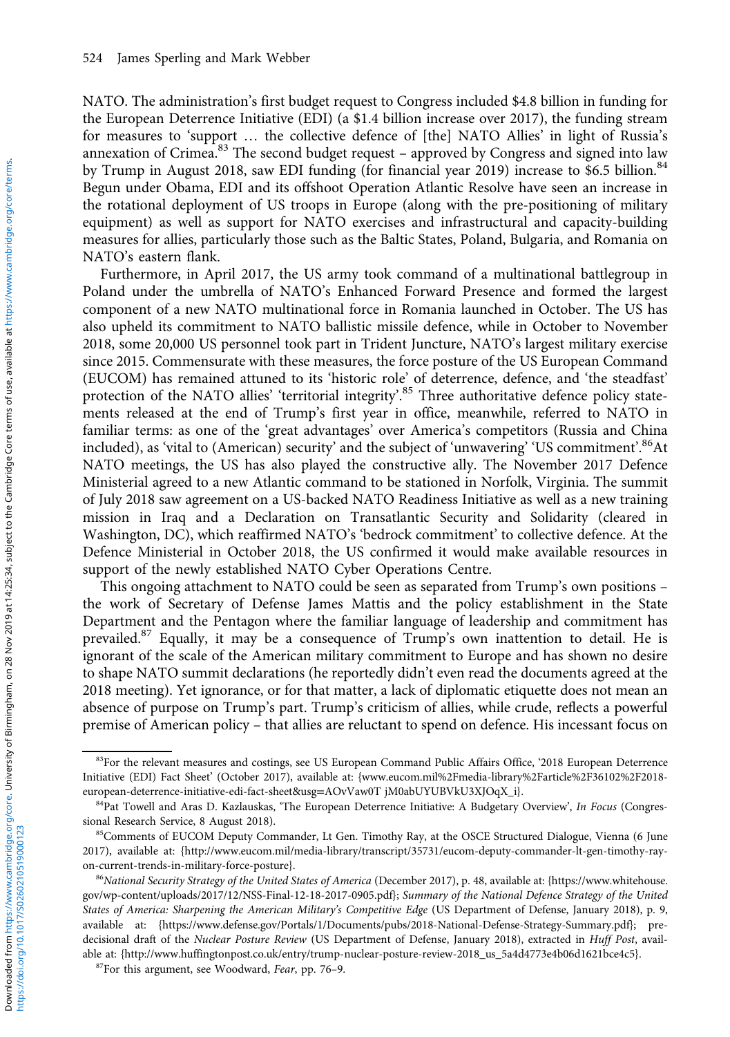NATO. The administration's first budget request to Congress included $4.8 billion in funding for the European Deterrence Initiative (EDI) (a $1.4 billion increase over 2017), the funding stream for measures to 'support … the collective defence of [the] NATO Allies' in light of Russia's annexation of Crimea.[83] The second budget request – approved by Congress and signed into law by Trump in August 2018, saw EDI funding (for financial year 2019) increase to $6.5 billion.[84] Begun under Obama, EDI and its offshoot Operation Atlantic Resolve have seen an increase in the rotational deployment of US troops in Europe (along with the pre-positioning of military equipment) as well as support for NATO exercises and infrastructural and capacity-building measures for allies, particularly those such as the Baltic States, Poland, Bulgaria, and Romania on NATO's eastern flank.

Furthermore, in April 2017, the US army took command of a multinational battlegroup in Poland under the umbrella of NATO's Enhanced Forward Presence and formed the largest component of a new NATO multinational force in Romania launched in October. The US has also upheld its commitment to NATO ballistic missile defence, while in October to November 2018, some 20,000 US personnel took part in Trident Juncture, NATO's largest military exercise since 2015. Commensurate with these measures, the force posture of the US European Command (EUCOM) has remained attuned to its 'historic role' of deterrence, defence, and 'the steadfast' protection of the NATO allies' 'territorial integrity'.[85] Three authoritative defence policy statements released at the end of Trump's first year in office, meanwhile, referred to NATO in familiar terms: as one of the 'great advantages' over America's competitors (Russia and China included), as 'vital to (American) security' and the subject of 'unwavering' 'US commitment'.[86] At NATO meetings, the US has also played the constructive ally. The November 2017 Defence Ministerial agreed to a new Atlantic command to be stationed in Norfolk, Virginia. The summit of July 2018 saw agreement on a US-backed NATO Readiness Initiative as well as a new training mission in Iraq and a Declaration on Transatlantic Security and Solidarity (cleared in Washington, DC), which reaffirmed NATO's 'bedrock commitment' to collective defence. At the Defence Ministerial in October 2018, the US confirmed it would make available resources in support of the newly established NATO Cyber Operations Centre.

This ongoing attachment to NATO could be seen as separated from Trump's own positions – the work of Secretary of Defense James Mattis and the policy establishment in the State Department and the Pentagon where the familiar language of leadership and commitment has prevailed.[87] Equally, it may be a consequence of Trump's own inattention to detail. He is ignorant of the scale of the American military commitment to Europe and has shown no desire to shape NATO summit declarations (he reportedly didn't even read the documents agreed at the 2018 meeting). Yet ignorance, or for that matter, a lack of diplomatic etiquette does not mean an absence of purpose on Trump's part. Trump's criticism of allies, while crude, reflects a powerful premise of American policy – that allies are reluctant to spend on defence. His incessant focus on

---

[83] For the relevant measures and costings, see US European Command Public Affairs Office, '2018 European Deterrence Initiative (EDI) Fact Sheet' (October 2017), available at: {www.eucom.mil%2Fmedia-library%2Farticle%2F36102%2F2018-european-deterrence-initiative-edi-fact-sheet&usg=AOvVaw0T jM0abUYUBVkU3XJOqX_i}.

[84] Pat Towell and Aras D. Kazlauskas, 'The European Deterrence Initiative: A Budgetary Overview', *In Focus* (Congressional Research Service, 8 August 2018).

[85] Comments of EUCOM Deputy Commander, Lt Gen. Timothy Ray, at the OSCE Structured Dialogue, Vienna (6 June 2017), available at: {http://www.eucom.mil/media-library/transcript/35731/eucom-deputy-commander-lt-gen-timothy-ray-on-current-trends-in-military-force-posture}.

[86] *National Security Strategy of the United States of America* (December 2017), p. 48, available at: {https://www.whitehouse.gov/wp-content/uploads/2017/12/NSS-Final-12-18-2017-0905.pdf}; *Summary of the National Defence Strategy of the United States of America: Sharpening the American Military's Competitive Edge* (US Department of Defense, January 2018), p. 9, available at: {https://www.defense.gov/Portals/1/Documents/pubs/2018-National-Defense-Strategy-Summary.pdf}; pre-decisional draft of the *Nuclear Posture Review* (US Department of Defense, January 2018), extracted in *Huff Post*, available at: {http://www.huffingtonpost.co.uk/entry/trump-nuclear-posture-review-2018_us_5a4d4773e4b06d1621bce4c5}.

[87] For this argument, see Woodward, *Fear*, pp. 76–9.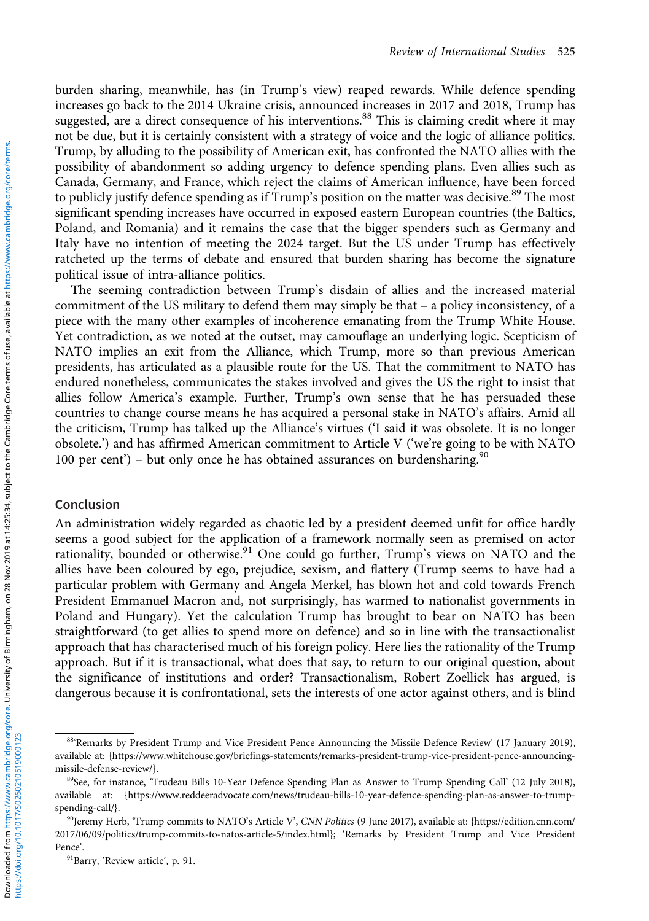burden sharing, meanwhile, has (in Trump's view) reaped rewards. While defence spending increases go back to the 2014 Ukraine crisis, announced increases in 2017 and 2018, Trump has suggested, are a direct consequence of his interventions.[88] This is claiming credit where it may not be due, but it is certainly consistent with a strategy of voice and the logic of alliance politics. Trump, by alluding to the possibility of American exit, has confronted the NATO allies with the possibility of abandonment so adding urgency to defence spending plans. Even allies such as Canada, Germany, and France, which reject the claims of American influence, have been forced to publicly justify defence spending as if Trump's position on the matter was decisive.[89] The most significant spending increases have occurred in exposed eastern European countries (the Baltics, Poland, and Romania) and it remains the case that the bigger spenders such as Germany and Italy have no intention of meeting the 2024 target. But the US under Trump has effectively ratcheted up the terms of debate and ensured that burden sharing has become the signature political issue of intra-alliance politics.

The seeming contradiction between Trump's disdain of allies and the increased material commitment of the US military to defend them may simply be that – a policy inconsistency, of a piece with the many other examples of incoherence emanating from the Trump White House. Yet contradiction, as we noted at the outset, may camouflage an underlying logic. Scepticism of NATO implies an exit from the Alliance, which Trump, more so than previous American presidents, has articulated as a plausible route for the US. That the commitment to NATO has endured nonetheless, communicates the stakes involved and gives the US the right to insist that allies follow America's example. Further, Trump's own sense that he has persuaded these countries to change course means he has acquired a personal stake in NATO's affairs. Amid all the criticism, Trump has talked up the Alliance's virtues ('I said it was obsolete. It is no longer obsolete.') and has affirmed American commitment to Article V ('we're going to be with NATO 100 per cent') – but only once he has obtained assurances on burdensharing.[90]

## Conclusion

An administration widely regarded as chaotic led by a president deemed unfit for office hardly seems a good subject for the application of a framework normally seen as premised on actor rationality, bounded or otherwise.[91] One could go further, Trump's views on NATO and the allies have been coloured by ego, prejudice, sexism, and flattery (Trump seems to have had a particular problem with Germany and Angela Merkel, has blown hot and cold towards French President Emmanuel Macron and, not surprisingly, has warmed to nationalist governments in Poland and Hungary). Yet the calculation Trump has brought to bear on NATO has been straightforward (to get allies to spend more on defence) and so in line with the transactionalist approach that has characterised much of his foreign policy. Here lies the rationality of the Trump approach. But if it is transactional, what does that say, to return to our original question, about the significance of institutions and order? Transactionalism, Robert Zoellick has argued, is dangerous because it is confrontational, sets the interests of one actor against others, and is blind

---

[88] 'Remarks by President Trump and Vice President Pence Announcing the Missile Defence Review' (17 January 2019), available at: {https://www.whitehouse.gov/briefings-statements/remarks-president-trump-vice-president-pence-announcing-missile-defense-review/}.

[89] See, for instance, 'Trudeau Bills 10-Year Defence Spending Plan as Answer to Trump Spending Call' (12 July 2018), available at: {https://www.reddeeradvocate.com/news/trudeau-bills-10-year-defence-spending-plan-as-answer-to-trump-spending-call/}.

[90] Jeremy Herb, 'Trump commits to NATO's Article V', *CNN Politics* (9 June 2017), available at: {https://edition.cnn.com/2017/06/09/politics/trump-commits-to-natos-article-5/index.html}; 'Remarks by President Trump and Vice President Pence'.

[91] Barry, 'Review article', p. 91.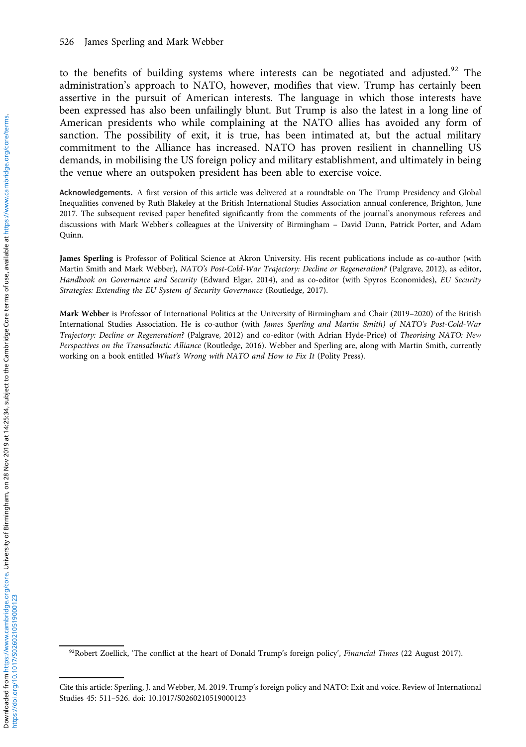to the benefits of building systems where interests can be negotiated and adjusted.[92] The administration's approach to NATO, however, modifies that view. Trump has certainly been assertive in the pursuit of American interests. The language in which those interests have been expressed has also been unfailingly blunt. But Trump is also the latest in a long line of American presidents who while complaining at the NATO allies has avoided any form of sanction. The possibility of exit, it is true, has been intimated at, but the actual military commitment to the Alliance has increased. NATO has proven resilient in channelling US demands, in mobilising the US foreign policy and military establishment, and ultimately in being the venue where an outspoken president has been able to exercise voice.

**Acknowledgements.** A first version of this article was delivered at a roundtable on The Trump Presidency and Global Inequalities convened by Ruth Blakeley at the British International Studies Association annual conference, Brighton, June 2017. The subsequent revised paper benefited significantly from the comments of the journal's anonymous referees and discussions with Mark Webber's colleagues at the University of Birmingham – David Dunn, Patrick Porter, and Adam Quinn.

**James Sperling** is Professor of Political Science at Akron University. His recent publications include as co-author (with Martin Smith and Mark Webber), *NATO's Post-Cold-War Trajectory: Decline or Regeneration?* (Palgrave, 2012), as editor, *Handbook on Governance and Security* (Edward Elgar, 2014), and as co-editor (with Spyros Economides), *EU Security Strategies: Extending the EU System of Security Governance* (Routledge, 2017).

**Mark Webber** is Professor of International Politics at the University of Birmingham and Chair (2019–2020) of the British International Studies Association. He is co-author (with *James Sperling and Martin Smith) of NATO's Post-Cold-War Trajectory: Decline or Regeneration?* (Palgrave, 2012) and co-editor (with Adrian Hyde-Price) of *Theorising NATO: New Perspectives on the Transatlantic Alliance* (Routledge, 2016). Webber and Sperling are, along with Martin Smith, currently working on a book entitled *What's Wrong with NATO and How to Fix It* (Polity Press).

[92] Robert Zoellick, 'The conflict at the heart of Donald Trump's foreign policy', *Financial Times* (22 August 2017).

Cite this article: Sperling, J. and Webber, M. 2019. Trump's foreign policy and NATO: Exit and voice. Review of International Studies 45: 511–526. doi: 10.1017/S0260210519000123